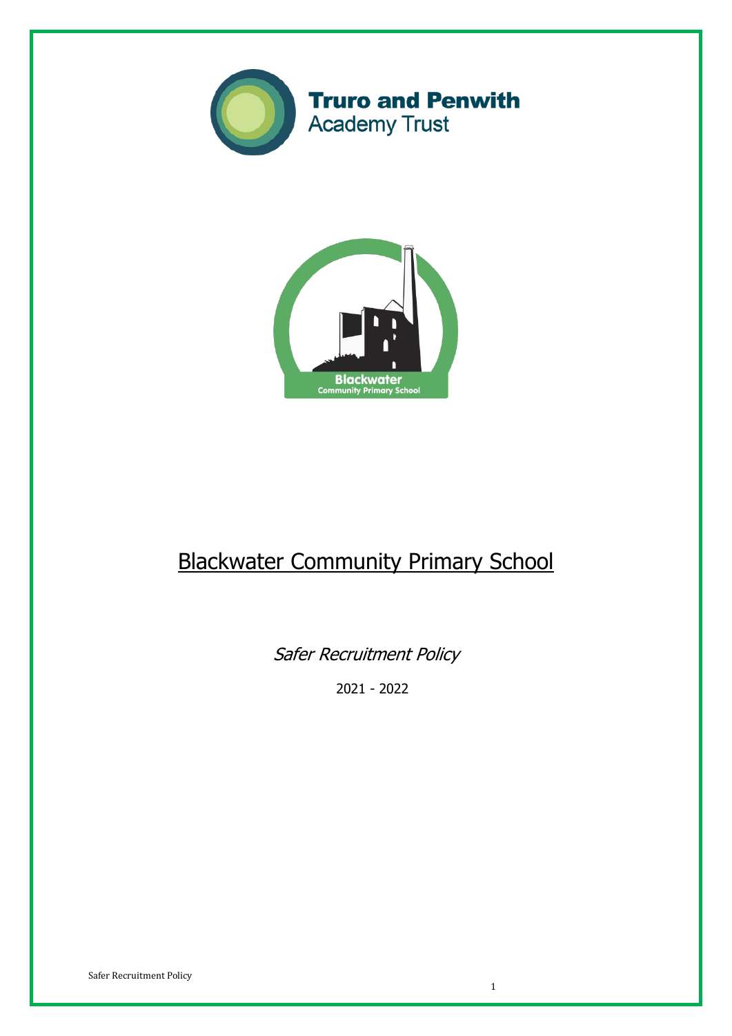**Truro and Penwith**
Academy Trust

# Blackwater Community Primary School

*Safer Recruitment Policy*

2021 - 2022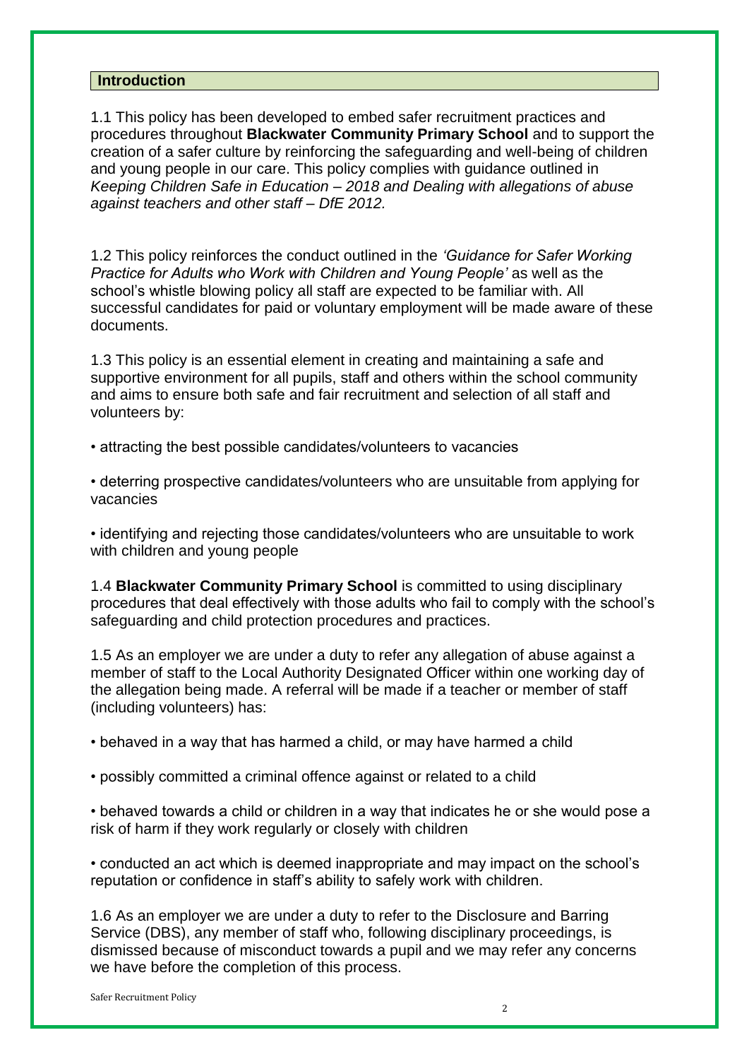## Introduction

1.1 This policy has been developed to embed safer recruitment practices and procedures throughout **Blackwater Community Primary School** and to support the creation of a safer culture by reinforcing the safeguarding and well-being of children and young people in our care. This policy complies with guidance outlined in *Keeping Children Safe in Education – 2018 and Dealing with allegations of abuse against teachers and other staff – DfE 2012.*

1.2 This policy reinforces the conduct outlined in the *'Guidance for Safer Working Practice for Adults who Work with Children and Young People'* as well as the school's whistle blowing policy all staff are expected to be familiar with. All successful candidates for paid or voluntary employment will be made aware of these documents.

1.3 This policy is an essential element in creating and maintaining a safe and supportive environment for all pupils, staff and others within the school community and aims to ensure both safe and fair recruitment and selection of all staff and volunteers by:

- attracting the best possible candidates/volunteers to vacancies
- deterring prospective candidates/volunteers who are unsuitable from applying for vacancies
- identifying and rejecting those candidates/volunteers who are unsuitable to work with children and young people

1.4 **Blackwater Community Primary School** is committed to using disciplinary procedures that deal effectively with those adults who fail to comply with the school's safeguarding and child protection procedures and practices.

1.5 As an employer we are under a duty to refer any allegation of abuse against a member of staff to the Local Authority Designated Officer within one working day of the allegation being made. A referral will be made if a teacher or member of staff (including volunteers) has:

- behaved in a way that has harmed a child, or may have harmed a child
- possibly committed a criminal offence against or related to a child
- behaved towards a child or children in a way that indicates he or she would pose a risk of harm if they work regularly or closely with children
- conducted an act which is deemed inappropriate and may impact on the school's reputation or confidence in staff's ability to safely work with children.

1.6 As an employer we are under a duty to refer to the Disclosure and Barring Service (DBS), any member of staff who, following disciplinary proceedings, is dismissed because of misconduct towards a pupil and we may refer any concerns we have before the completion of this process.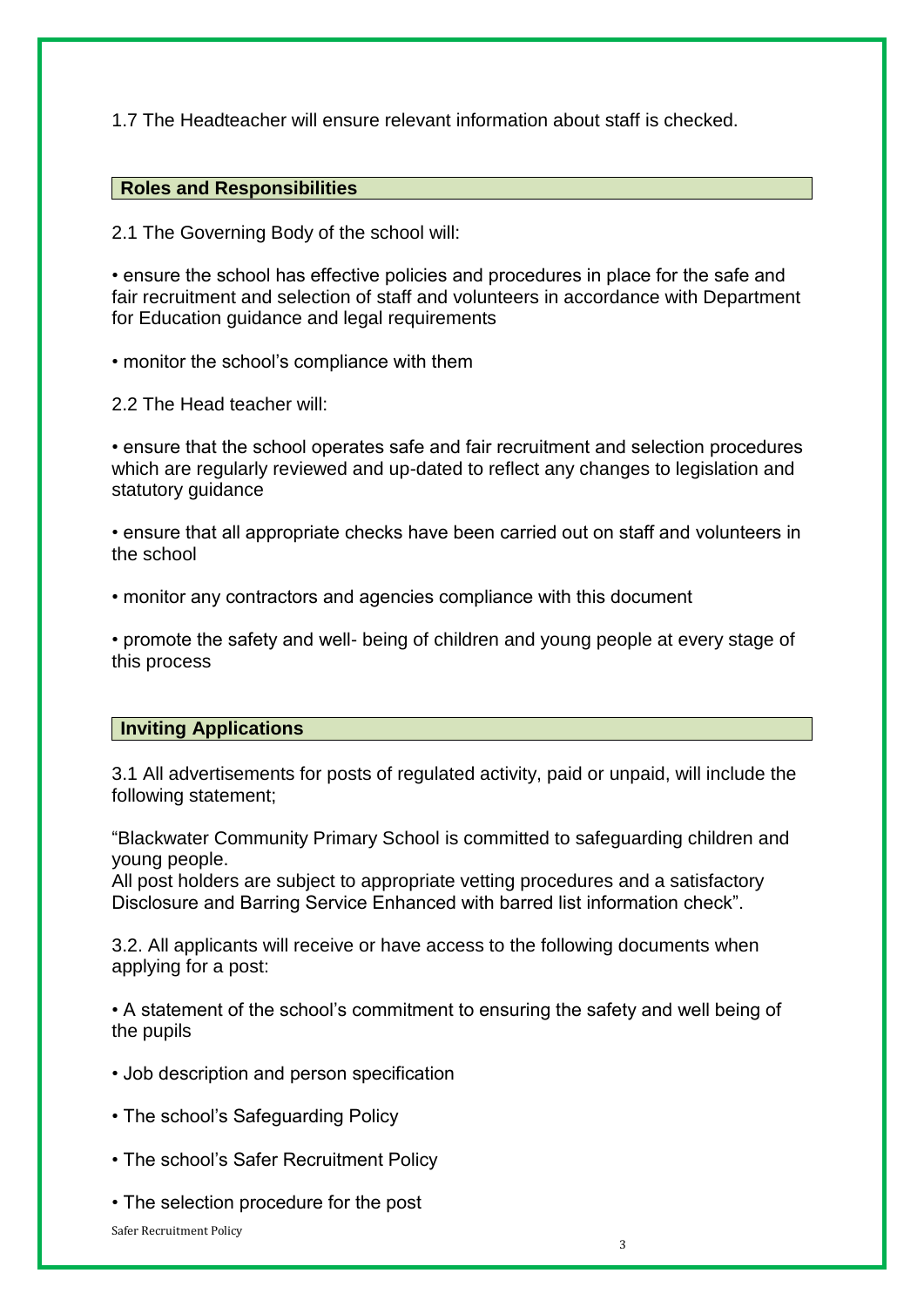1.7 The Headteacher will ensure relevant information about staff is checked.

## Roles and Responsibilities

2.1 The Governing Body of the school will:

- ensure the school has effective policies and procedures in place for the safe and fair recruitment and selection of staff and volunteers in accordance with Department for Education guidance and legal requirements
- monitor the school's compliance with them

2.2 The Head teacher will:

- ensure that the school operates safe and fair recruitment and selection procedures which are regularly reviewed and up-dated to reflect any changes to legislation and statutory guidance
- ensure that all appropriate checks have been carried out on staff and volunteers in the school
- monitor any contractors and agencies compliance with this document
- promote the safety and well- being of children and young people at every stage of this process

## Inviting Applications

3.1 All advertisements for posts of regulated activity, paid or unpaid, will include the following statement;

"Blackwater Community Primary School is committed to safeguarding children and young people.
All post holders are subject to appropriate vetting procedures and a satisfactory Disclosure and Barring Service Enhanced with barred list information check".

3.2. All applicants will receive or have access to the following documents when applying for a post:

- A statement of the school's commitment to ensuring the safety and well being of the pupils
- Job description and person specification
- The school's Safeguarding Policy
- The school's Safer Recruitment Policy
- The selection procedure for the post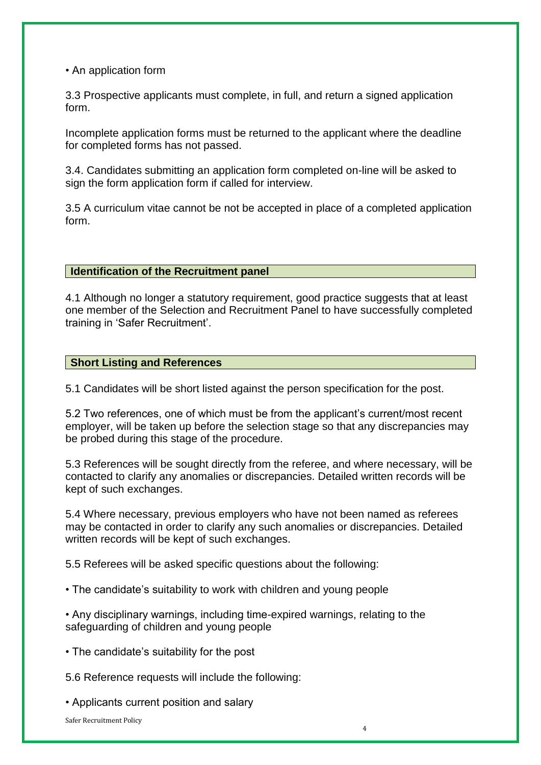• An application form

3.3 Prospective applicants must complete, in full, and return a signed application form.

Incomplete application forms must be returned to the applicant where the deadline for completed forms has not passed.

3.4. Candidates submitting an application form completed on-line will be asked to sign the form application form if called for interview.

3.5 A curriculum vitae cannot be not be accepted in place of a completed application form.

## Identification of the Recruitment panel

4.1 Although no longer a statutory requirement, good practice suggests that at least one member of the Selection and Recruitment Panel to have successfully completed training in 'Safer Recruitment'.

## Short Listing and References

5.1 Candidates will be short listed against the person specification for the post.

5.2 Two references, one of which must be from the applicant's current/most recent employer, will be taken up before the selection stage so that any discrepancies may be probed during this stage of the procedure.

5.3 References will be sought directly from the referee, and where necessary, will be contacted to clarify any anomalies or discrepancies. Detailed written records will be kept of such exchanges.

5.4 Where necessary, previous employers who have not been named as referees may be contacted in order to clarify any such anomalies or discrepancies. Detailed written records will be kept of such exchanges.

5.5 Referees will be asked specific questions about the following:

• The candidate's suitability to work with children and young people

• Any disciplinary warnings, including time-expired warnings, relating to the safeguarding of children and young people

• The candidate's suitability for the post

5.6 Reference requests will include the following:

• Applicants current position and salary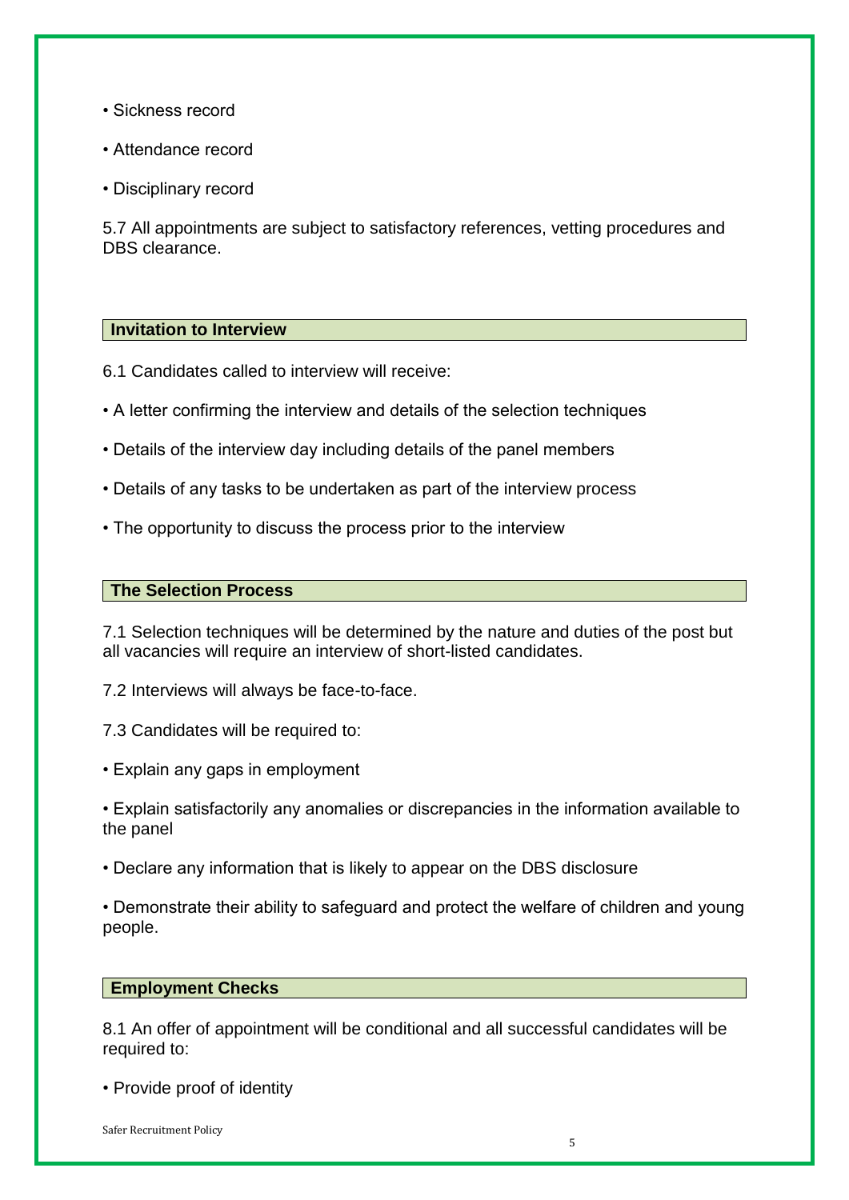- Sickness record
- Attendance record
- Disciplinary record

5.7 All appointments are subject to satisfactory references, vetting procedures and DBS clearance.

## Invitation to Interview

6.1 Candidates called to interview will receive:

- A letter confirming the interview and details of the selection techniques
- Details of the interview day including details of the panel members
- Details of any tasks to be undertaken as part of the interview process
- The opportunity to discuss the process prior to the interview

## The Selection Process

7.1 Selection techniques will be determined by the nature and duties of the post but all vacancies will require an interview of short-listed candidates.

7.2 Interviews will always be face-to-face.

7.3 Candidates will be required to:

- Explain any gaps in employment
- Explain satisfactorily any anomalies or discrepancies in the information available to the panel
- Declare any information that is likely to appear on the DBS disclosure
- Demonstrate their ability to safeguard and protect the welfare of children and young people.

## Employment Checks

8.1 An offer of appointment will be conditional and all successful candidates will be required to:

- Provide proof of identity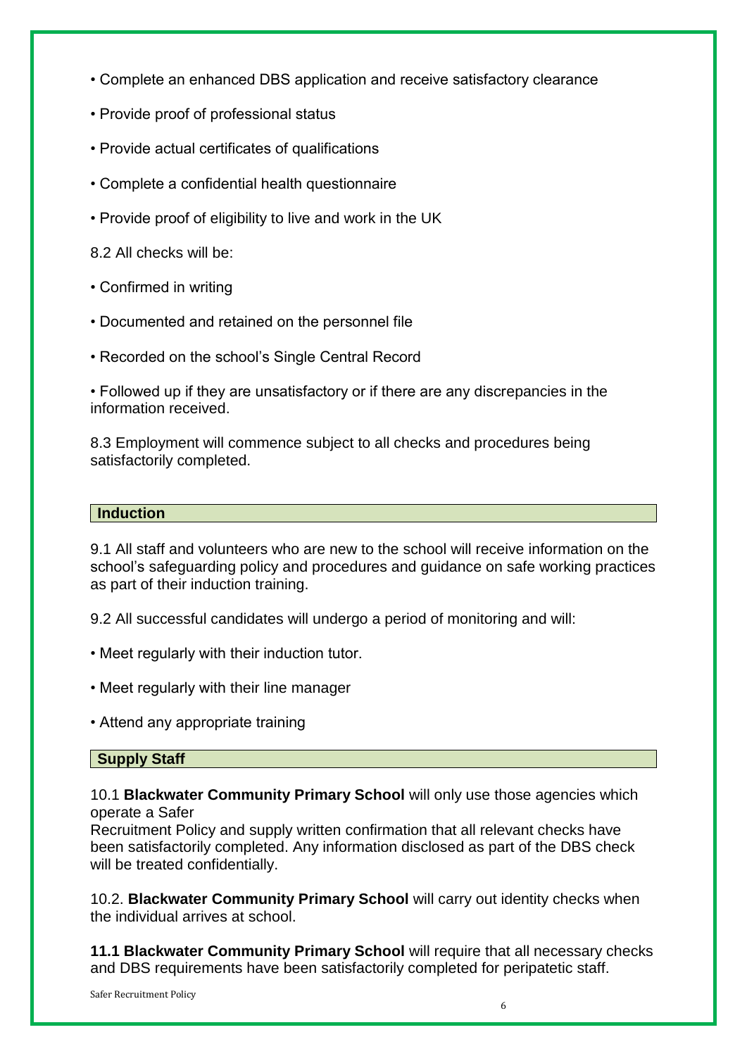- Complete an enhanced DBS application and receive satisfactory clearance
- Provide proof of professional status
- Provide actual certificates of qualifications
- Complete a confidential health questionnaire
- Provide proof of eligibility to live and work in the UK

8.2 All checks will be:

- Confirmed in writing
- Documented and retained on the personnel file
- Recorded on the school's Single Central Record
- Followed up if they are unsatisfactory or if there are any discrepancies in the information received.

8.3 Employment will commence subject to all checks and procedures being satisfactorily completed.

## Induction

9.1 All staff and volunteers who are new to the school will receive information on the school's safeguarding policy and procedures and guidance on safe working practices as part of their induction training.

9.2 All successful candidates will undergo a period of monitoring and will:

- Meet regularly with their induction tutor.
- Meet regularly with their line manager
- Attend any appropriate training

## Supply Staff

10.1 **Blackwater Community Primary School** will only use those agencies which operate a Safer Recruitment Policy and supply written confirmation that all relevant checks have been satisfactorily completed. Any information disclosed as part of the DBS check will be treated confidentially.

10.2. **Blackwater Community Primary School** will carry out identity checks when the individual arrives at school.

**11.1 Blackwater Community Primary School** will require that all necessary checks and DBS requirements have been satisfactorily completed for peripatetic staff.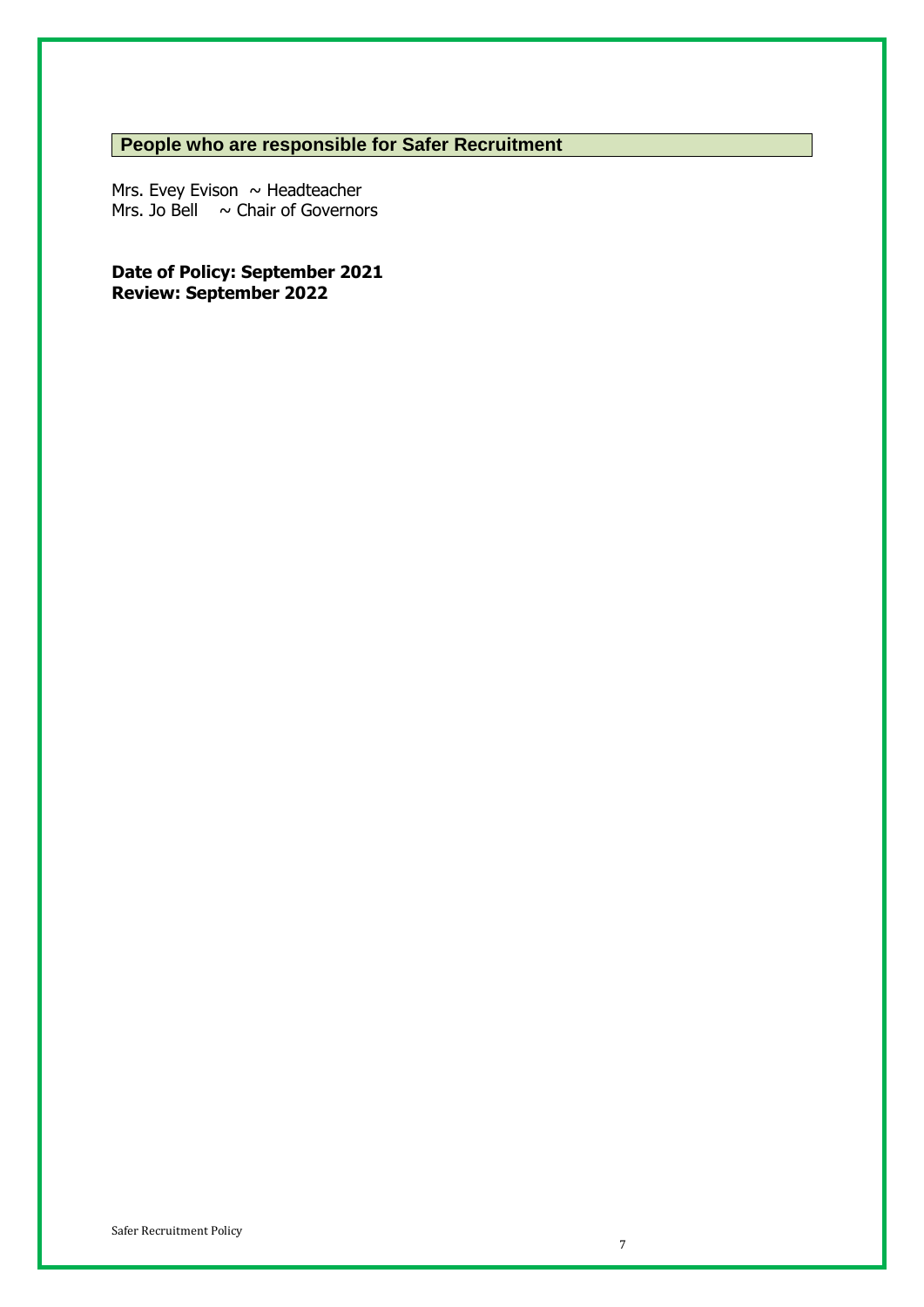## People who are responsible for Safer Recruitment

Mrs. Evey Evison ~ Headteacher
Mrs. Jo Bell ~ Chair of Governors

**Date of Policy: September 2021**
**Review: September 2022**